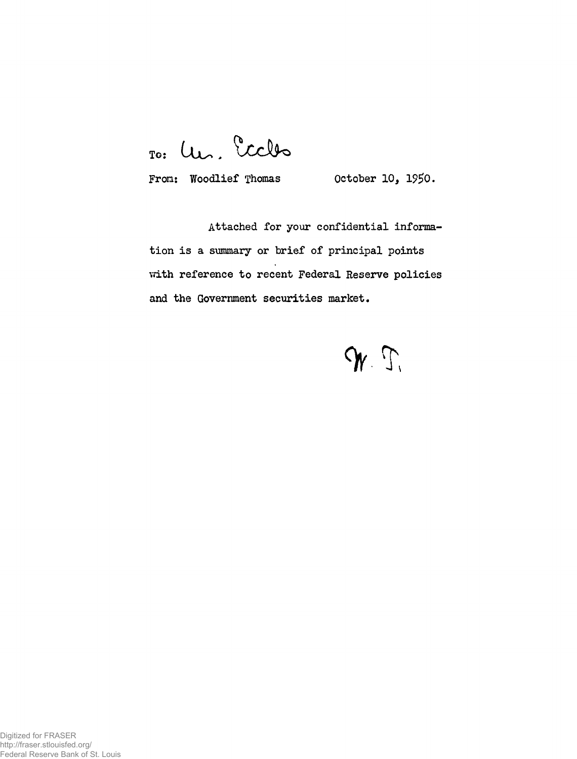To: Mr. Eccles

From: Woodlief Thomas October 10, 1950.

Attached for your confidential information is a summary or brief of principal points with reference to recent Federal Reserve policies and the Government securities market.

W. T.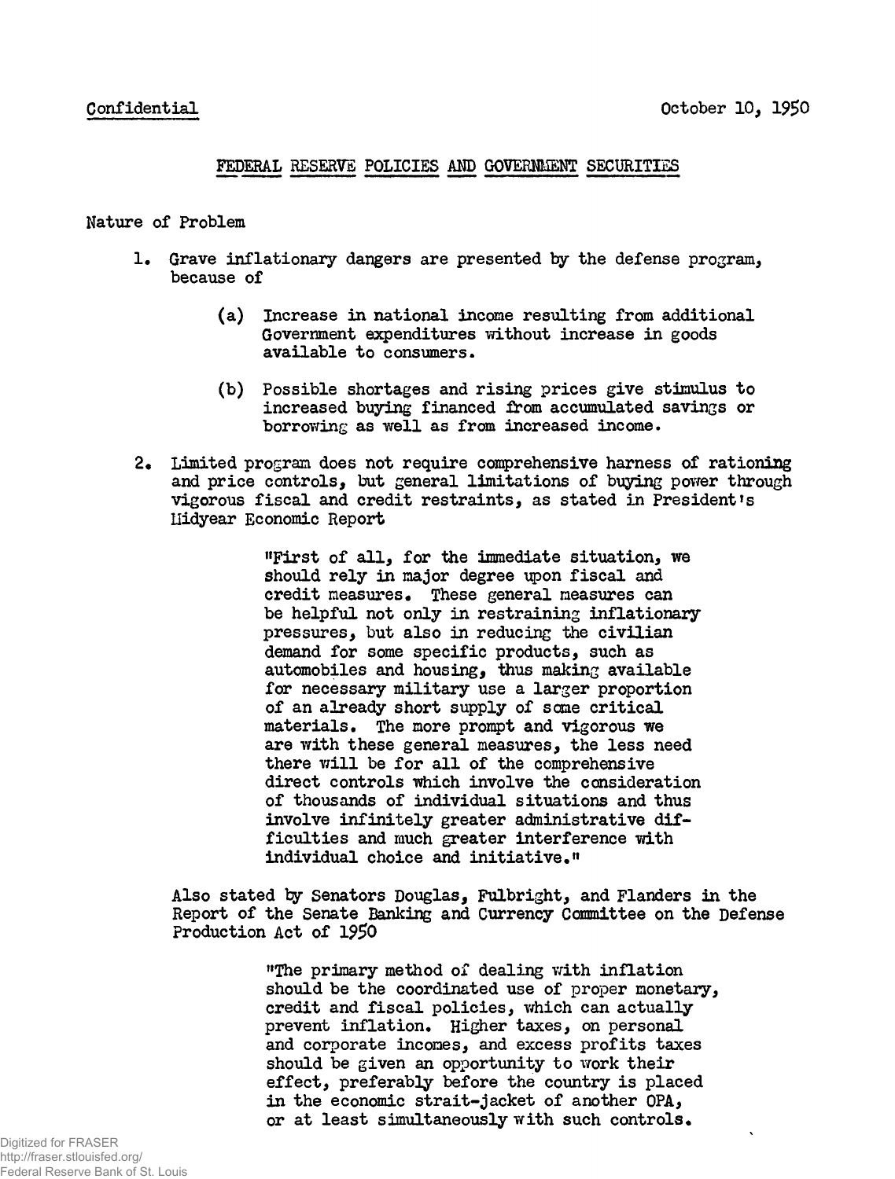Confidential

October 10, 1950

## FEDERAL RESERVE POLICIES AND GOVERNMENT SECURITIES

Nature of Problem

1. Grave inflationary dangers are presented by the defense program, because of

   (a) Increase in national income resulting from additional Government expenditures without increase in goods available to consumers.

   (b) Possible shortages and rising prices give stimulus to increased buying financed from accumulated savings or borrowing as well as from increased income.

2. Limited program does not require comprehensive harness of rationing and price controls, but general limitations of buying power through vigorous fiscal and credit restraints, as stated in President's Midyear Economic Report

   > "First of all, for the immediate situation, we should rely in major degree upon fiscal and credit measures. These general measures can be helpful not only in restraining inflationary pressures, but also in reducing the civilian demand for some specific products, such as automobiles and housing, thus making available for necessary military use a larger proportion of an already short supply of some critical materials. The more prompt and vigorous we are with these general measures, the less need there will be for all of the comprehensive direct controls which involve the consideration of thousands of individual situations and thus involve infinitely greater administrative difficulties and much greater interference with individual choice and initiative."

   Also stated by Senators Douglas, Fulbright, and Flanders in the Report of the Senate Banking and Currency Committee on the Defense Production Act of 1950

   > "The primary method of dealing with inflation should be the coordinated use of proper monetary, credit and fiscal policies, which can actually prevent inflation. Higher taxes, on personal and corporate incomes, and excess profits taxes should be given an opportunity to work their effect, preferably before the country is placed in the economic strait-jacket of another OPA, or at least simultaneously with such controls.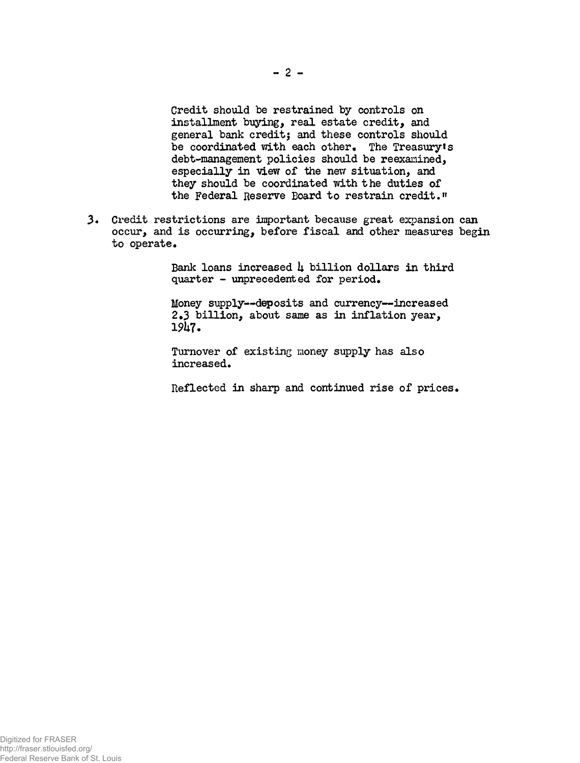Credit should be restrained by controls on installment buying, real estate credit, and general bank credit; and these controls should be coordinated with each other. The Treasury's debt-management policies should be reexamined, especially in view of the new situation, and they should be coordinated with the duties of the Federal Reserve Board to restrain credit."

3. Credit restrictions are important because great expansion can occur, and is occurring, before fiscal and other measures begin to operate.

   Bank loans increased 4 billion dollars in third quarter - unprecedented for period.

   Money supply--deposits and currency--increased 2.3 billion, about same as in inflation year, 1947.

   Turnover of existing money supply has also increased.

   Reflected in sharp and continued rise of prices.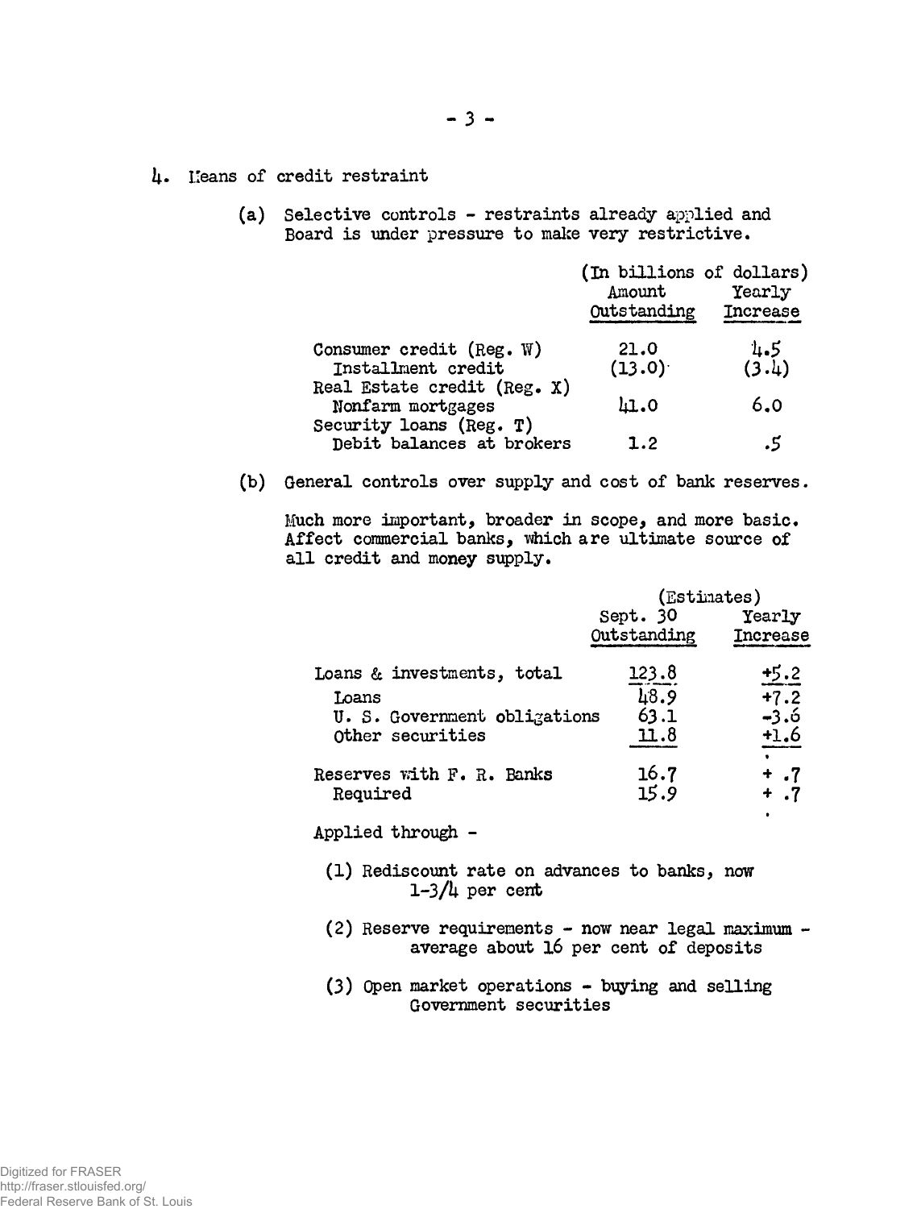4. Means of credit restraint

(a) Selective controls - restraints already applied and Board is under pressure to make very restrictive.

| | (In billions of dollars) Amount Outstanding | Yearly Increase |
|---|---|---|
| Consumer credit (Reg. W) | 21.0 | 4.5 |
| Installment credit | (13.0) | (3.4) |
| Real Estate credit (Reg. X) | | |
| Nonfarm mortgages | 41.0 | 6.0 |
| Security loans (Reg. T) | | |
| Debit balances at brokers | 1.2 | .5 |

(b) General controls over supply and cost of bank reserves.

Much more important, broader in scope, and more basic. Affect commercial banks, which are ultimate source of all credit and money supply.

| | (Estimates) Sept. 30 Outstanding | Yearly Increase |
|---|---|---|
| Loans & investments, total | 123.8 | +5.2 |
| Loans | 48.9 | +7.2 |
| U. S. Government obligations | 63.1 | -3.6 |
| Other securities | 11.8 | +1.6 |
| Reserves with F. R. Banks | 16.7 | + .7 |
| Required | 15.9 | + .7 |

Applied through -

(1) Rediscount rate on advances to banks, now 1-3/4 per cent

(2) Reserve requirements - now near legal maximum - average about 16 per cent of deposits

(3) Open market operations - buying and selling Government securities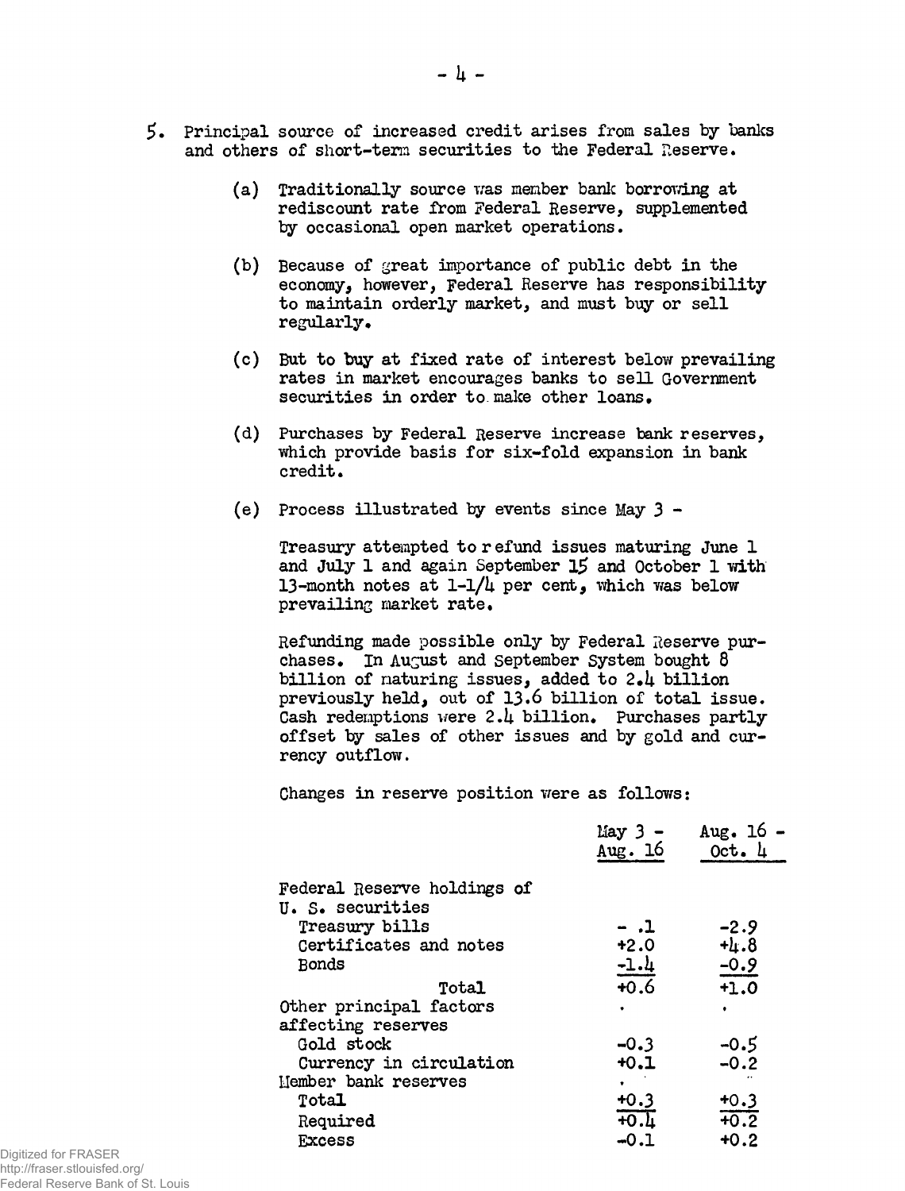5. Principal source of increased credit arises from sales by banks and others of short-term securities to the Federal Reserve.

   (a) Traditionally source was member bank borrowing at rediscount rate from Federal Reserve, supplemented by occasional open market operations.

   (b) Because of great importance of public debt in the economy, however, Federal Reserve has responsibility to maintain orderly market, and must buy or sell regularly.

   (c) But to buy at fixed rate of interest below prevailing rates in market encourages banks to sell Government securities in order to make other loans.

   (d) Purchases by Federal Reserve increase bank reserves, which provide basis for six-fold expansion in bank credit.

   (e) Process illustrated by events since May 3 -

   Treasury attempted to refund issues maturing June 1 and July 1 and again September 15 and October 1 with 13-month notes at 1-1/4 per cent, which was below prevailing market rate.

   Refunding made possible only by Federal Reserve purchases. In August and September System bought 8 billion of maturing issues, added to 2.4 billion previously held, out of 13.6 billion of total issue. Cash redemptions were 2.4 billion. Purchases partly offset by sales of other issues and by gold and currency outflow.

   Changes in reserve position were as follows:

| | May 3 - Aug. 16 | Aug. 16 - Oct. 4 |
|---|---|---|
| Federal Reserve holdings of U. S. securities | | |
| Treasury bills | - .1 | -2.9 |
| Certificates and notes | +2.0 | +4.8 |
| Bonds | -1.4 | -0.9 |
| Total | +0.6 | +1.0 |
| Other principal factors affecting reserves | | |
| Gold stock | -0.3 | -0.5 |
| Currency in circulation | +0.1 | -0.2 |
| Member bank reserves | | |
| Total | +0.3 | +0.3 |
| Required | +0.4 | +0.2 |
| Excess | -0.1 | +0.2 |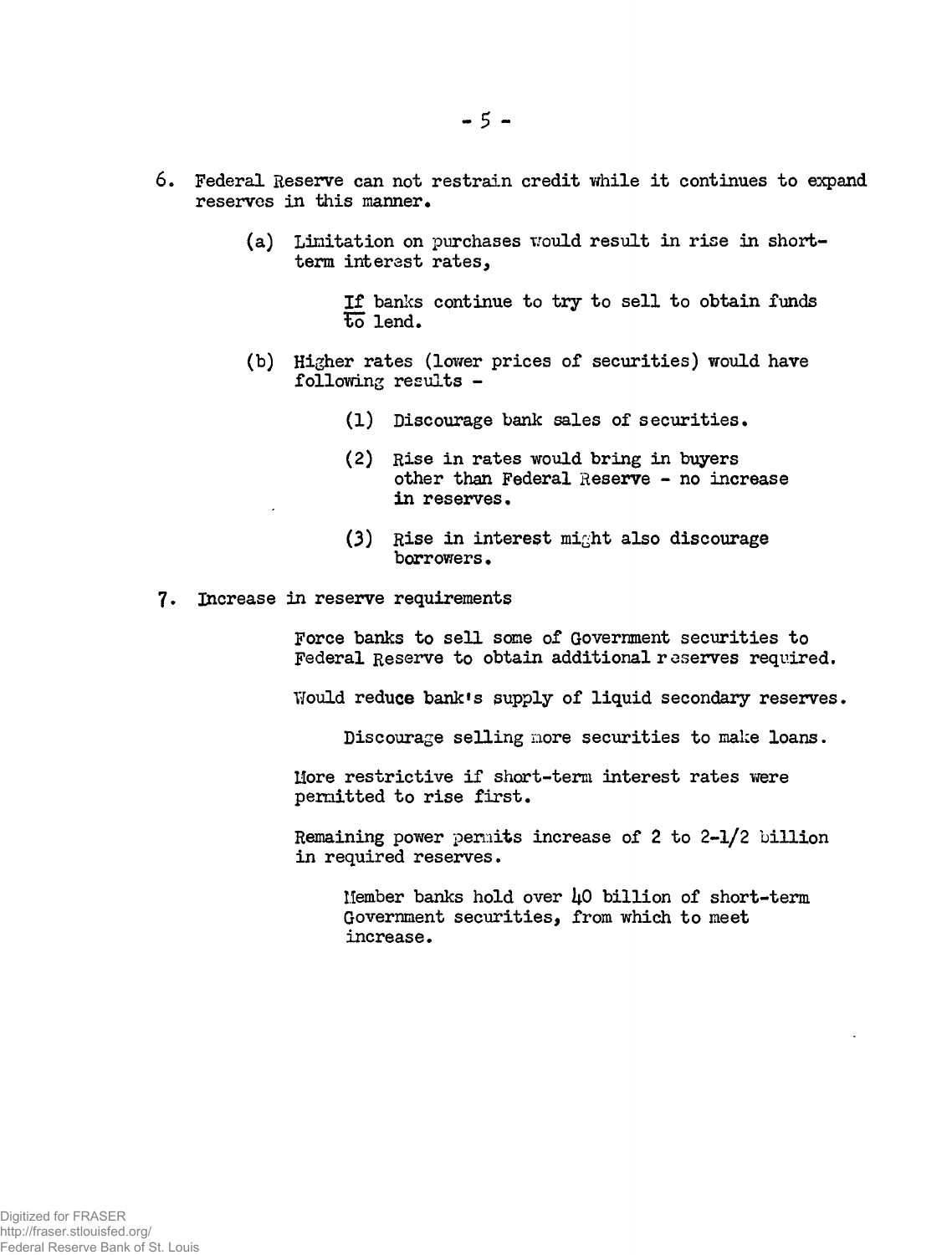6. Federal Reserve can not restrain credit while it continues to expand reserves in this manner.

   (a) Limitation on purchases would result in rise in short-term interest rates,

      If banks continue to try to sell to obtain funds to lend.

   (b) Higher rates (lower prices of securities) would have following results -

      (1) Discourage bank sales of securities.

      (2) Rise in rates would bring in buyers other than Federal Reserve - no increase in reserves.

      (3) Rise in interest might also discourage borrowers.

7. Increase in reserve requirements

   Force banks to sell some of Government securities to Federal Reserve to obtain additional reserves required.

   Would reduce bank's supply of liquid secondary reserves.

      Discourage selling more securities to make loans.

   More restrictive if short-term interest rates were permitted to rise first.

   Remaining power permits increase of 2 to 2-1/2 billion in required reserves.

      Member banks hold over 40 billion of short-term Government securities, from which to meet increase.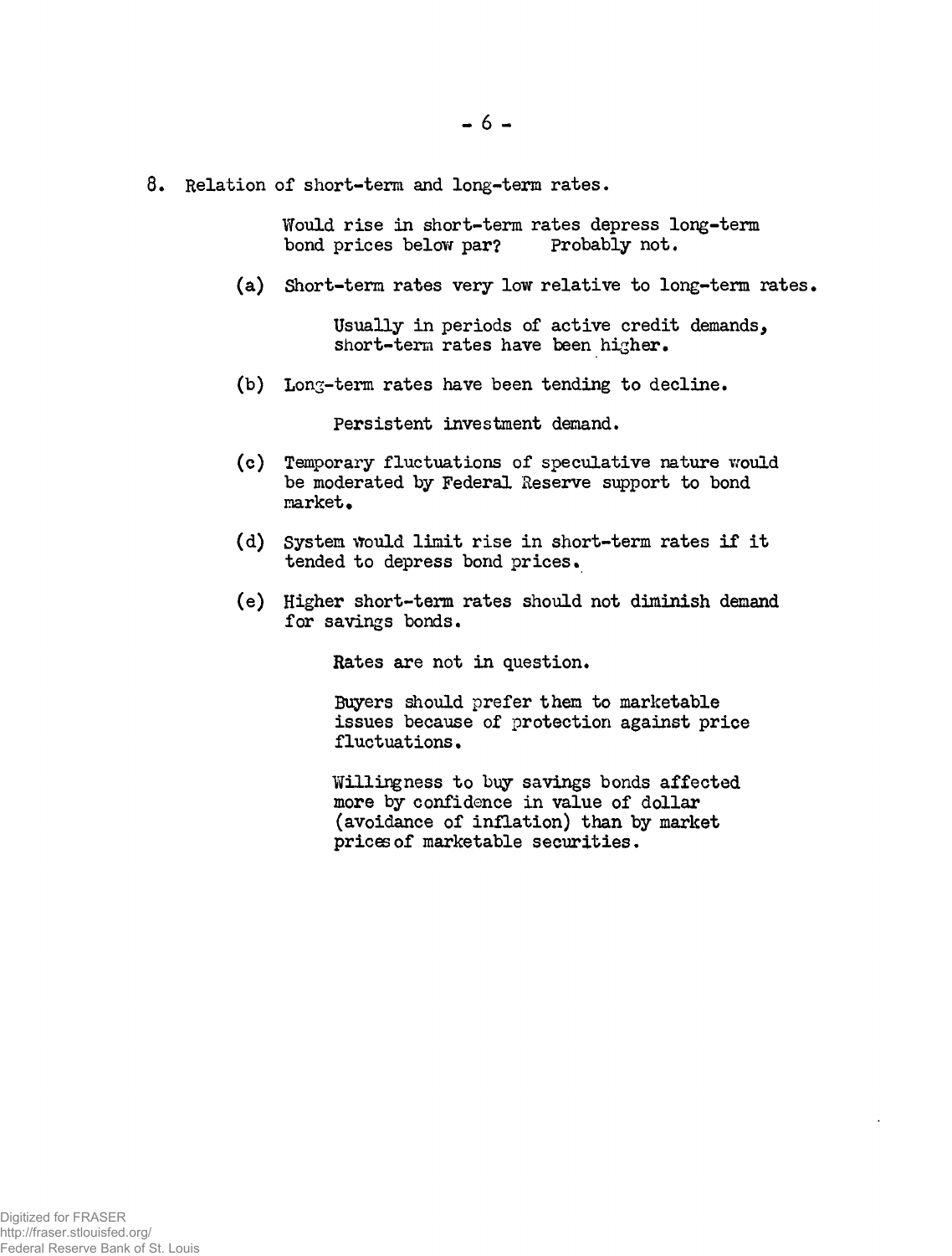8. Relation of short-term and long-term rates.

   Would rise in short-term rates depress long-term bond prices below par? Probably not.

   (a) Short-term rates very low relative to long-term rates.

      Usually in periods of active credit demands, short-term rates have been higher.

   (b) Long-term rates have been tending to decline.

      Persistent investment demand.

   (c) Temporary fluctuations of speculative nature would be moderated by Federal Reserve support to bond market.

   (d) System would limit rise in short-term rates if it tended to depress bond prices.

   (e) Higher short-term rates should not diminish demand for savings bonds.

      Rates are not in question.

      Buyers should prefer them to marketable issues because of protection against price fluctuations.

      Willingness to buy savings bonds affected more by confidence in value of dollar (avoidance of inflation) than by market prices of marketable securities.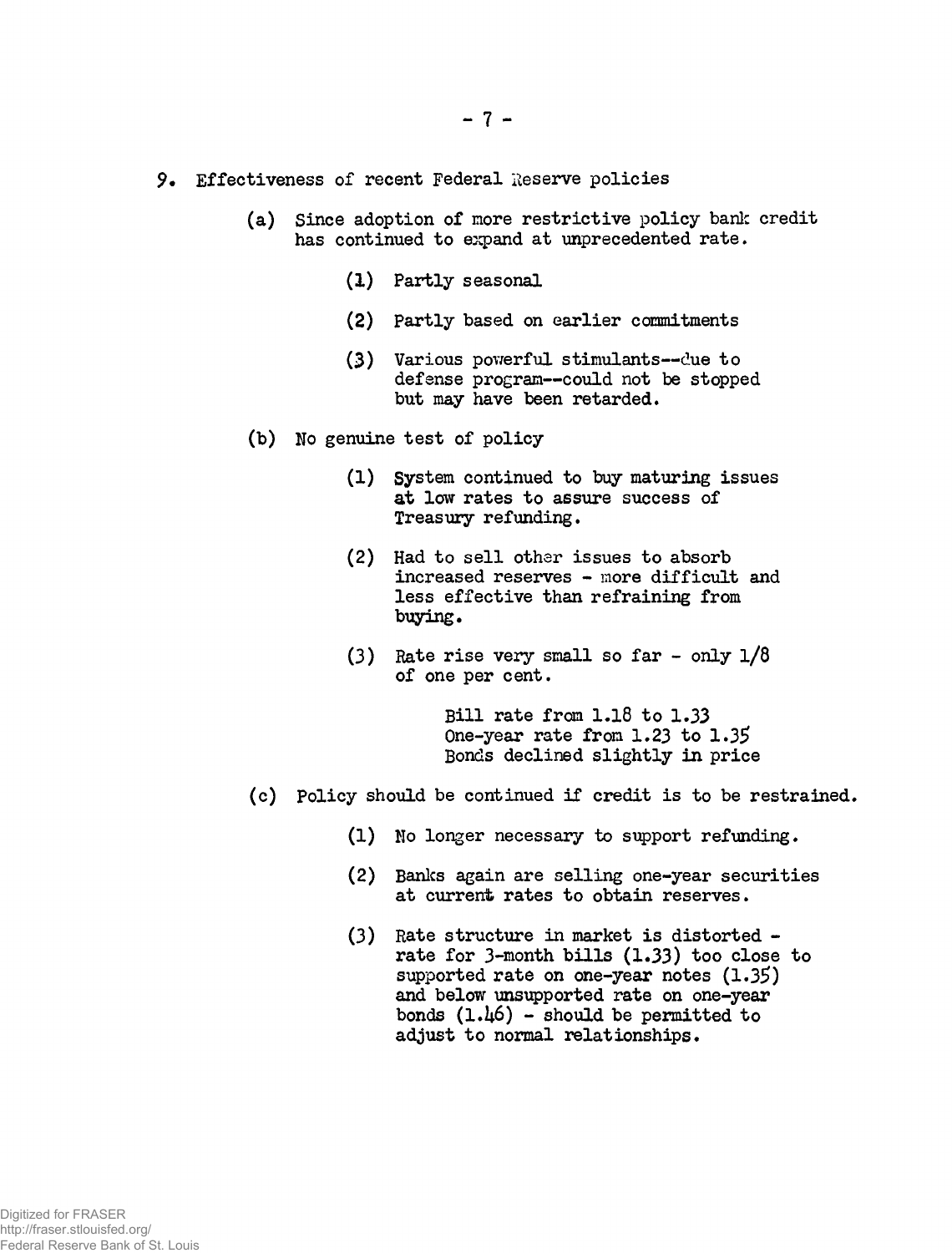9. Effectiveness of recent Federal Reserve policies

   (a) Since adoption of more restrictive policy bank credit has continued to expand at unprecedented rate.

      (1) Partly seasonal

      (2) Partly based on earlier commitments

      (3) Various powerful stimulants--due to defense program--could not be stopped but may have been retarded.

   (b) No genuine test of policy

      (1) System continued to buy maturing issues at low rates to assure success of Treasury refunding.

      (2) Had to sell other issues to absorb increased reserves - more difficult and less effective than refraining from buying.

      (3) Rate rise very small so far - only 1/8 of one per cent.

         Bill rate from 1.18 to 1.33
         One-year rate from 1.23 to 1.35
         Bonds declined slightly in price

   (c) Policy should be continued if credit is to be restrained.

      (1) No longer necessary to support refunding.

      (2) Banks again are selling one-year securities at current rates to obtain reserves.

      (3) Rate structure in market is distorted - rate for 3-month bills (1.33) too close to supported rate on one-year notes (1.35) and below unsupported rate on one-year bonds (1.46) - should be permitted to adjust to normal relationships.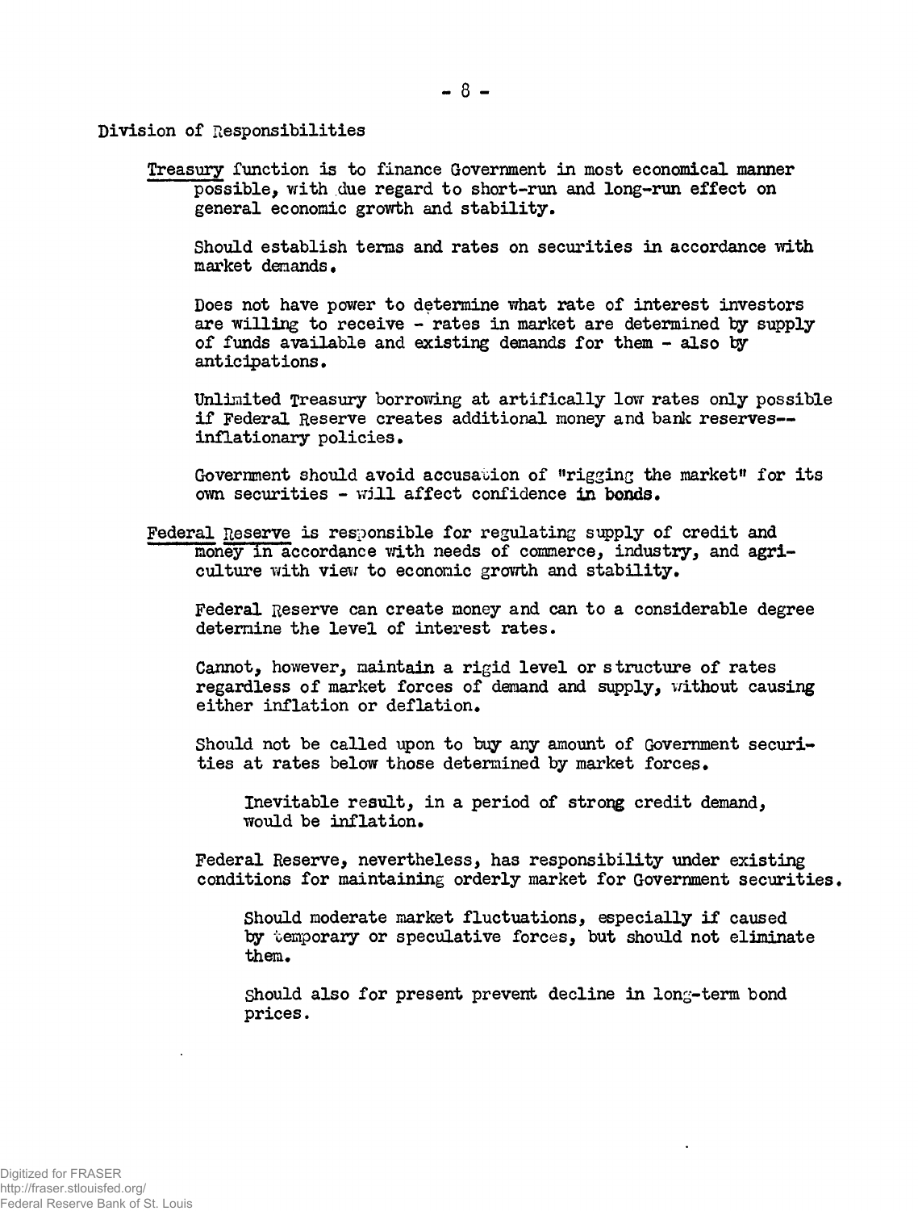Division of Responsibilities

<u>Treasury</u> function is to finance Government in most economical manner possible, with due regard to short-run and long-run effect on general economic growth and stability.

Should establish terms and rates on securities in accordance with market demands.

Does not have power to determine what rate of interest investors are willing to receive - rates in market are determined by supply of funds available and existing demands for them - also by anticipations.

Unlimited Treasury borrowing at artifically low rates only possible if Federal Reserve creates additional money and bank reserves-- inflationary policies.

Government should avoid accusation of "rigging the market" for its own securities - will affect confidence in bonds.

<u>Federal Reserve</u> is responsible for regulating supply of credit and money in accordance with needs of commerce, industry, and agriculture with view to economic growth and stability.

Federal Reserve can create money and can to a considerable degree determine the level of interest rates.

Cannot, however, maintain a rigid level or structure of rates regardless of market forces of demand and supply, without causing either inflation or deflation.

Should not be called upon to buy any amount of Government securities at rates below those determined by market forces.

Inevitable result, in a period of strong credit demand, would be inflation.

Federal Reserve, nevertheless, has responsibility under existing conditions for maintaining orderly market for Government securities.

Should moderate market fluctuations, especially if caused by temporary or speculative forces, but should not eliminate them.

Should also for present prevent decline in long-term bond prices.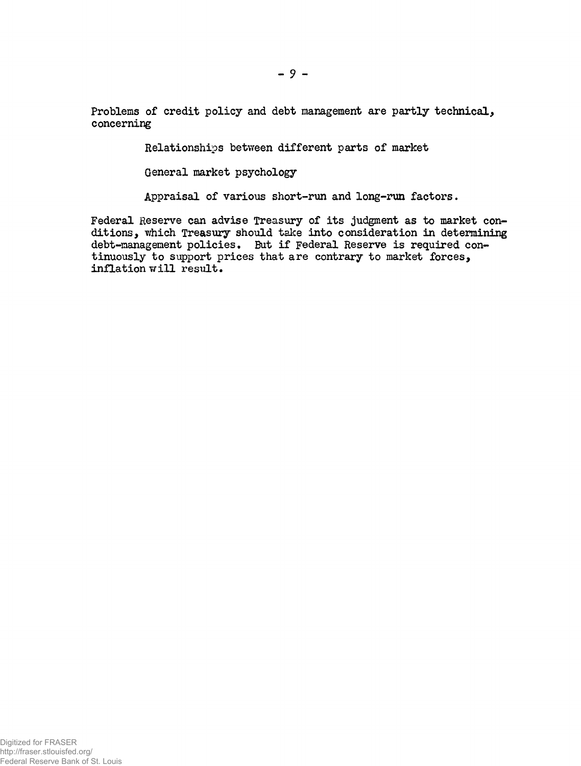Problems of credit policy and debt management are partly technical, concerning

Relationships between different parts of market

General market psychology

Appraisal of various short-run and long-run factors.

Federal Reserve can advise Treasury of its judgment as to market conditions, which Treasury should take into consideration in determining debt-management policies. But if Federal Reserve is required continuously to support prices that are contrary to market forces, inflation will result.